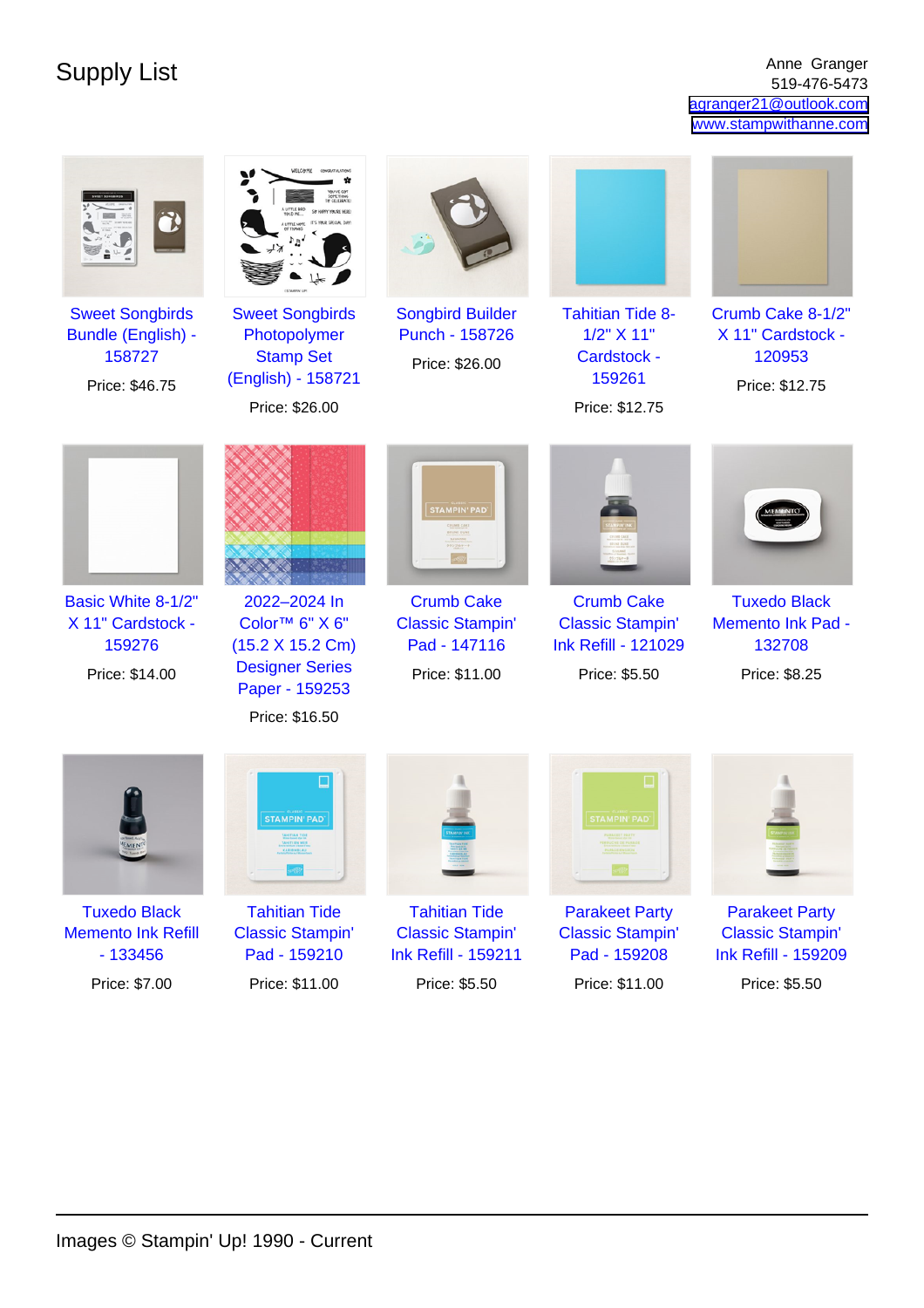# Supply List

Anne Granger
519-476-5473
agranger21@outlook.com
www.stampwithanne.com

- Sweet Songbirds Bundle (English) - 158727
  Price: $46.75
- Sweet Songbirds Photopolymer Stamp Set (English) - 158721
  Price: $26.00
- Songbird Builder Punch - 158726
  Price: $26.00
- Tahitian Tide 8-1/2" X 11" Cardstock - 159261
  Price: $12.75
- Crumb Cake 8-1/2" X 11" Cardstock - 120953
  Price: $12.75
- Basic White 8-1/2" X 11" Cardstock - 159276
  Price: $14.00
- 2022–2024 In Color™ 6" X 6" (15.2 X 15.2 Cm) Designer Series Paper - 159253
  Price: $16.50
- Crumb Cake Classic Stampin' Pad - 147116
  Price: $11.00
- Crumb Cake Classic Stampin' Ink Refill - 121029
  Price: $5.50
- Tuxedo Black Memento Ink Pad - 132708
  Price: $8.25
- Tuxedo Black Memento Ink Refill - 133456
  Price: $7.00
- Tahitian Tide Classic Stampin' Pad - 159210
  Price: $11.00
- Tahitian Tide Classic Stampin' Ink Refill - 159211
  Price: $5.50
- Parakeet Party Classic Stampin' Pad - 159208
  Price: $11.00
- Parakeet Party Classic Stampin' Ink Refill - 159209
  Price: $5.50

Images © Stampin' Up! 1990 - Current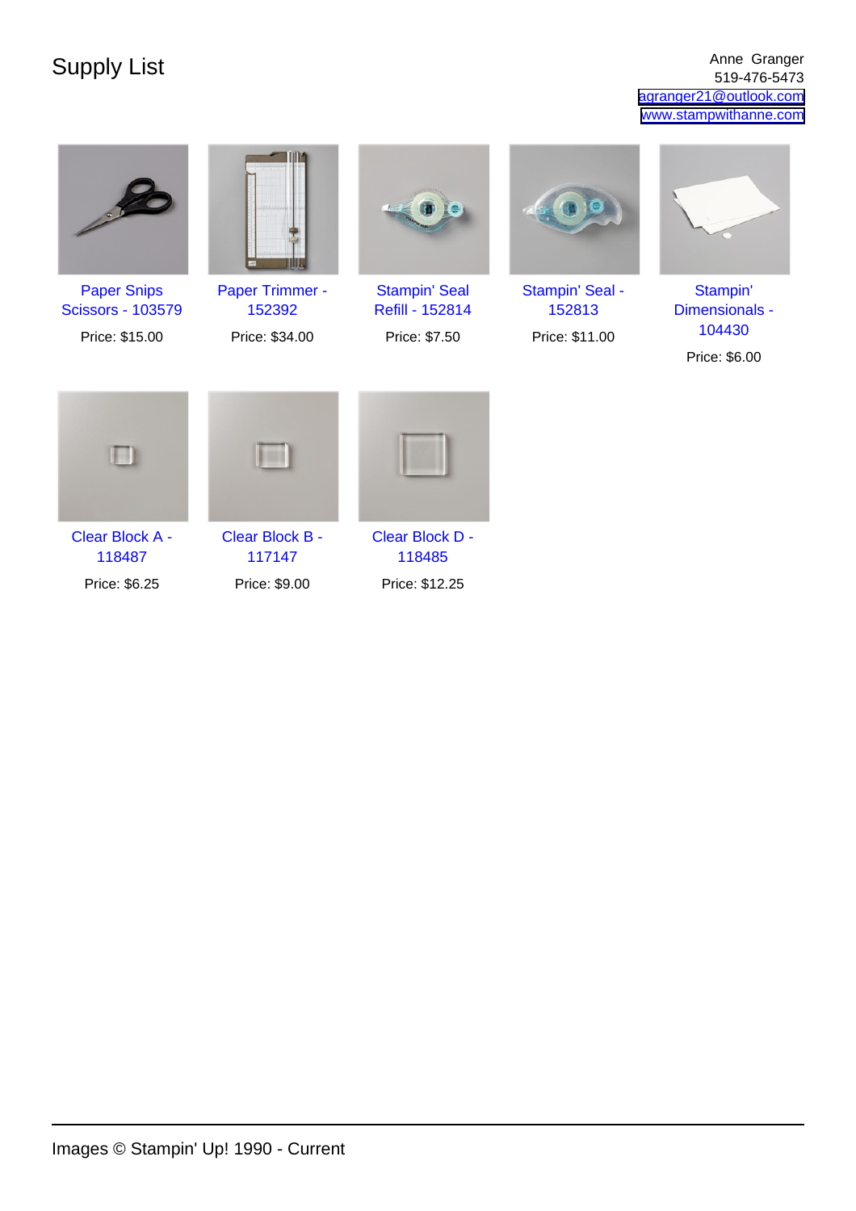# Supply List

Anne Granger
519-476-5473
agranger21@outlook.com
www.stampwithanne.com

Paper Snips Scissors - 103579
Price: $15.00

Paper Trimmer - 152392
Price: $34.00

Stampin' Seal Refill - 152814
Price: $7.50

Stampin' Seal - 152813
Price: $11.00

Stampin' Dimensionals - 104430
Price: $6.00

Clear Block A - 118487
Price: $6.25

Clear Block B - 117147
Price: $9.00

Clear Block D - 118485
Price: $12.25

Images © Stampin' Up! 1990 - Current